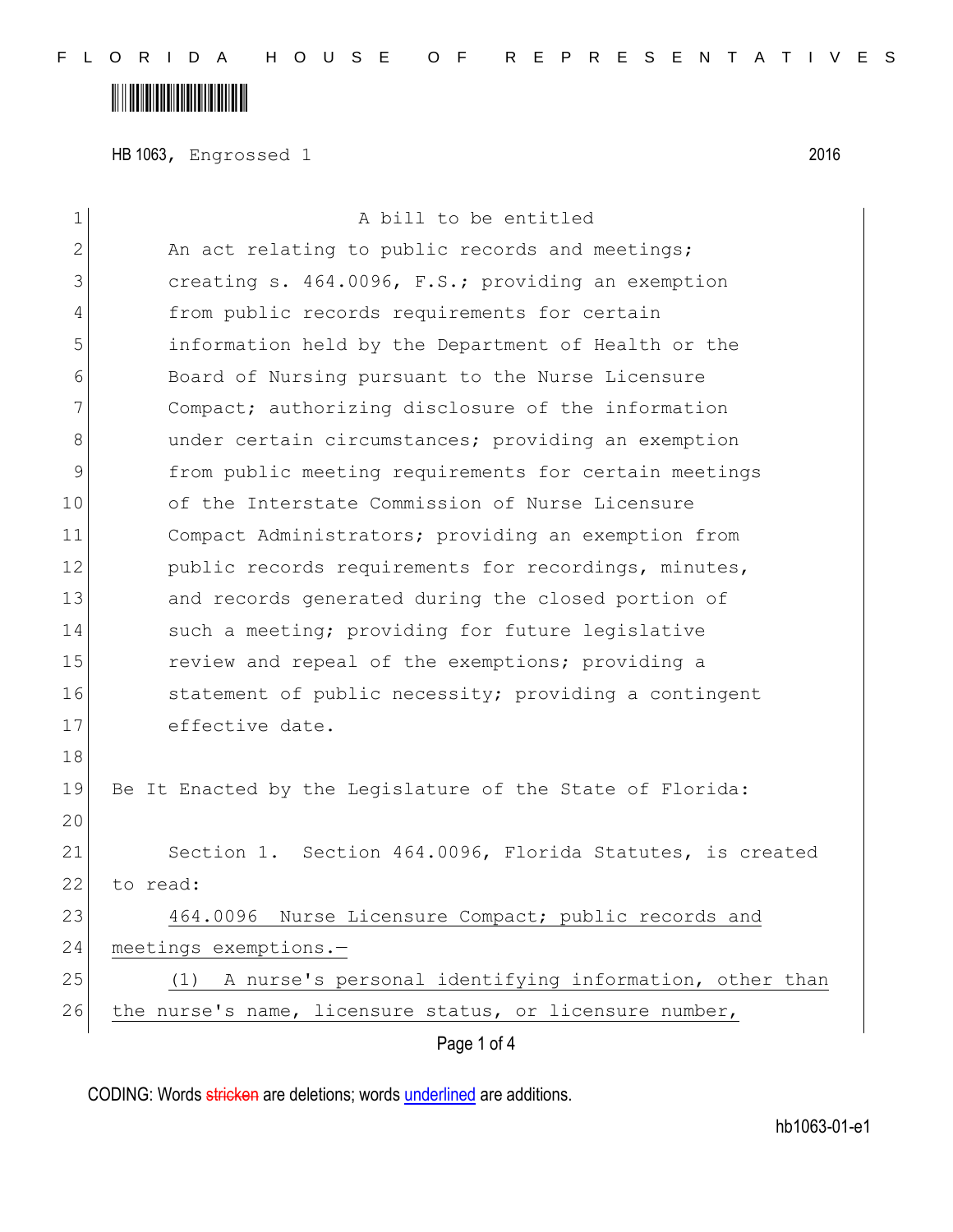HB 1063, Engrossed 1 2016

A bill to be entitled

An act relating to public records and meetings; creating s. 464.0096, F.S.; providing an exemption from public records requirements for certain information held by the Department of Health or the Board of Nursing pursuant to the Nurse Licensure Compact; authorizing disclosure of the information under certain circumstances; providing an exemption from public meeting requirements for certain meetings of the Interstate Commission of Nurse Licensure Compact Administrators; providing an exemption from public records requirements for recordings, minutes, and records generated during the closed portion of such a meeting; providing for future legislative review and repeal of the exemptions; providing a statement of public necessity; providing a contingent effective date.

Be It Enacted by the Legislature of the State of Florida:

Section 1. Section 464.0096, Florida Statutes, is created to read:

464.0096 Nurse Licensure Compact; public records and meetings exemptions.—

(1) A nurse's personal identifying information, other than the nurse's name, licensure status, or licensure number,

CODING: Words stricken are deletions; words underlined are additions.

hb1063-01-e1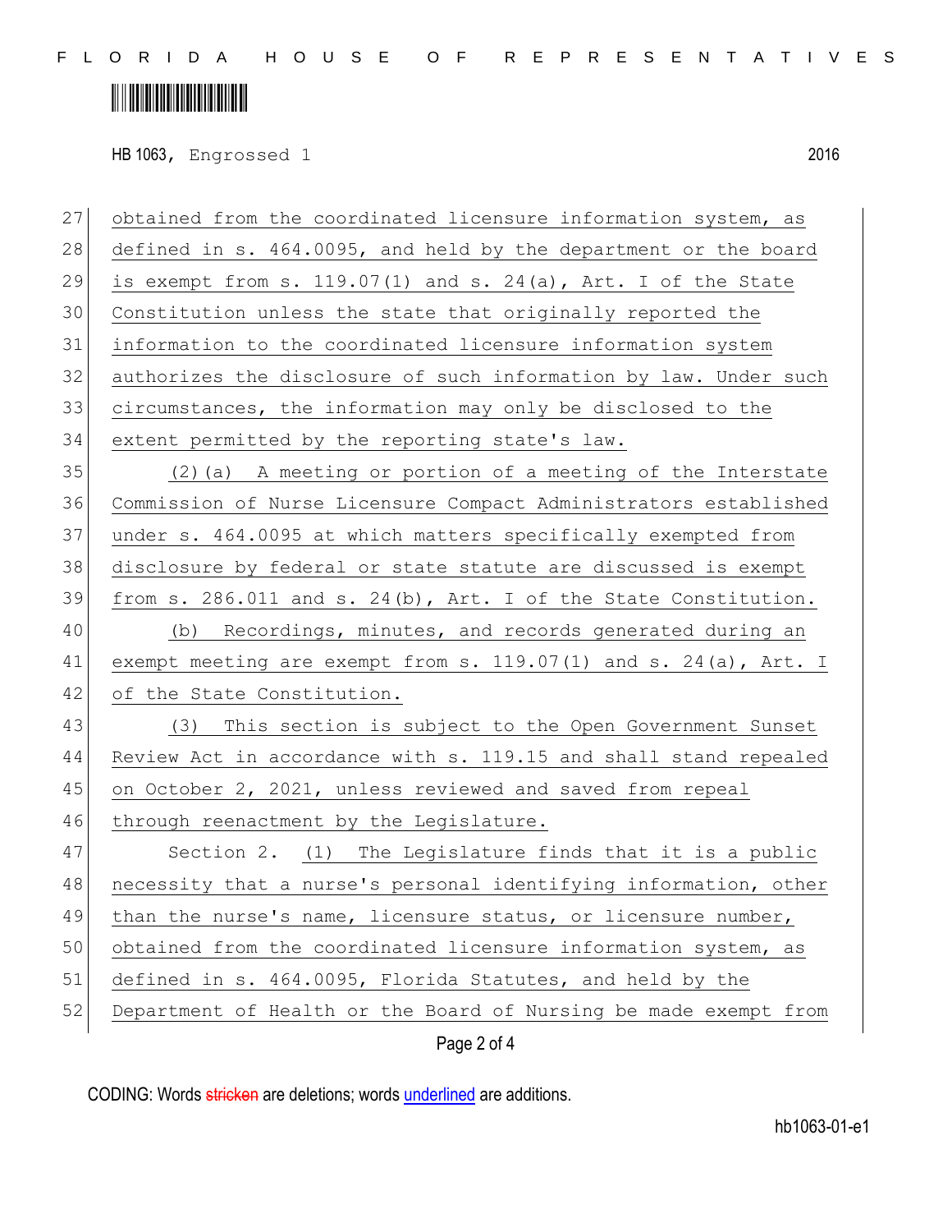obtained from the coordinated licensure information system, as defined in s. 464.0095, and held by the department or the board is exempt from s. 119.07(1) and s. 24(a), Art. I of the State Constitution unless the state that originally reported the information to the coordinated licensure information system authorizes the disclosure of such information by law. Under such circumstances, the information may only be disclosed to the extent permitted by the reporting state's law.

(2)(a) A meeting or portion of a meeting of the Interstate Commission of Nurse Licensure Compact Administrators established under s. 464.0095 at which matters specifically exempted from disclosure by federal or state statute are discussed is exempt from s. 286.011 and s. 24(b), Art. I of the State Constitution.

(b) Recordings, minutes, and records generated during an exempt meeting are exempt from s. 119.07(1) and s. 24(a), Art. I of the State Constitution.

(3) This section is subject to the Open Government Sunset Review Act in accordance with s. 119.15 and shall stand repealed on October 2, 2021, unless reviewed and saved from repeal through reenactment by the Legislature.

Section 2. (1) The Legislature finds that it is a public necessity that a nurse's personal identifying information, other than the nurse's name, licensure status, or licensure number, obtained from the coordinated licensure information system, as defined in s. 464.0095, Florida Statutes, and held by the Department of Health or the Board of Nursing be made exempt from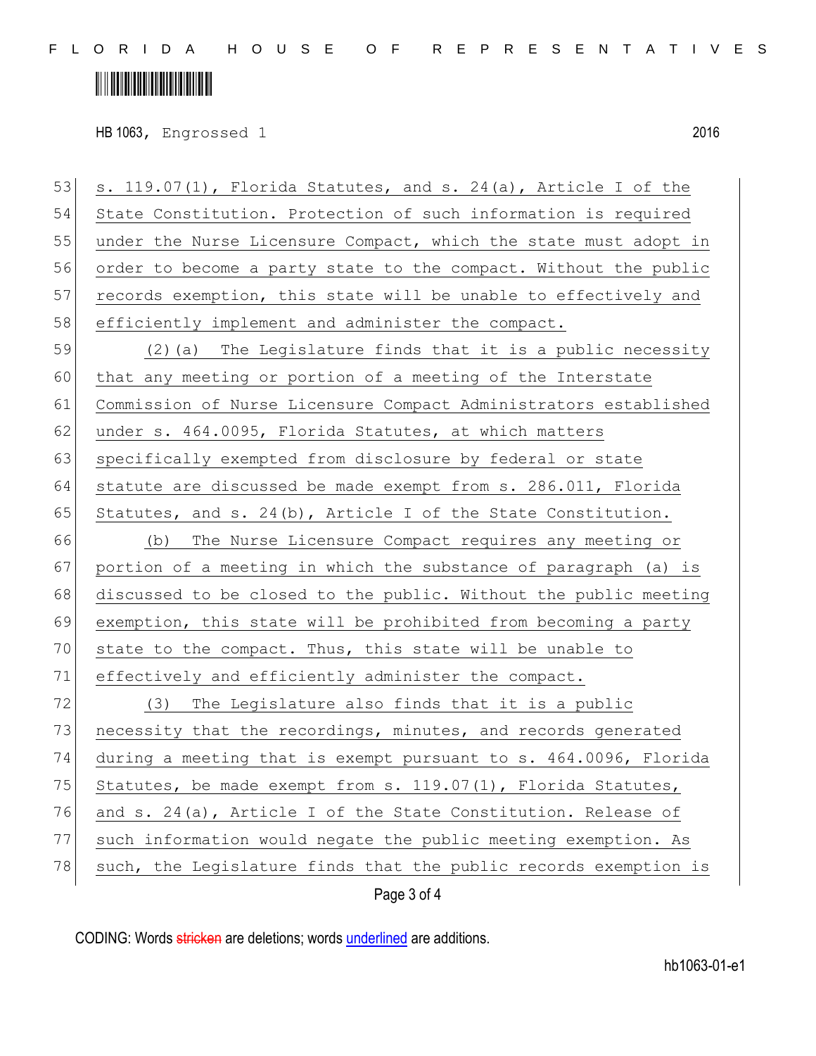s. 119.07(1), Florida Statutes, and s. 24(a), Article I of the State Constitution. Protection of such information is required under the Nurse Licensure Compact, which the state must adopt in order to become a party state to the compact. Without the public records exemption, this state will be unable to effectively and efficiently implement and administer the compact.

(2)(a) The Legislature finds that it is a public necessity that any meeting or portion of a meeting of the Interstate Commission of Nurse Licensure Compact Administrators established under s. 464.0095, Florida Statutes, at which matters specifically exempted from disclosure by federal or state statute are discussed be made exempt from s. 286.011, Florida Statutes, and s. 24(b), Article I of the State Constitution.

(b) The Nurse Licensure Compact requires any meeting or portion of a meeting in which the substance of paragraph (a) is discussed to be closed to the public. Without the public meeting exemption, this state will be prohibited from becoming a party state to the compact. Thus, this state will be unable to effectively and efficiently administer the compact.

(3) The Legislature also finds that it is a public necessity that the recordings, minutes, and records generated during a meeting that is exempt pursuant to s. 464.0096, Florida Statutes, be made exempt from s. 119.07(1), Florida Statutes, and s. 24(a), Article I of the State Constitution. Release of such information would negate the public meeting exemption. As such, the Legislature finds that the public records exemption is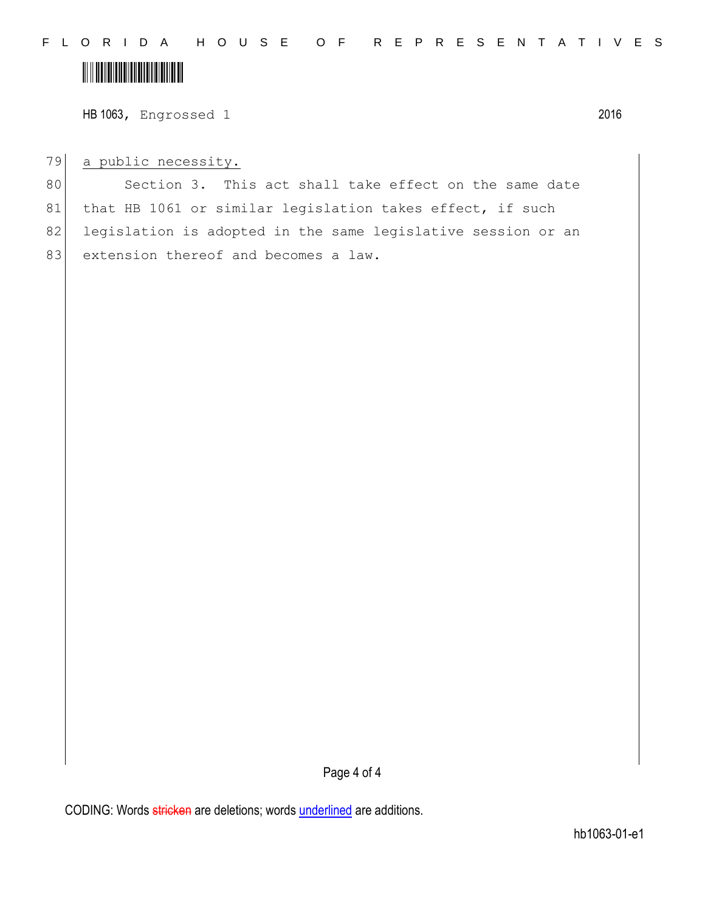a public necessity.

Section 3. This act shall take effect on the same date that HB 1061 or similar legislation takes effect, if such legislation is adopted in the same legislative session or an extension thereof and becomes a law.